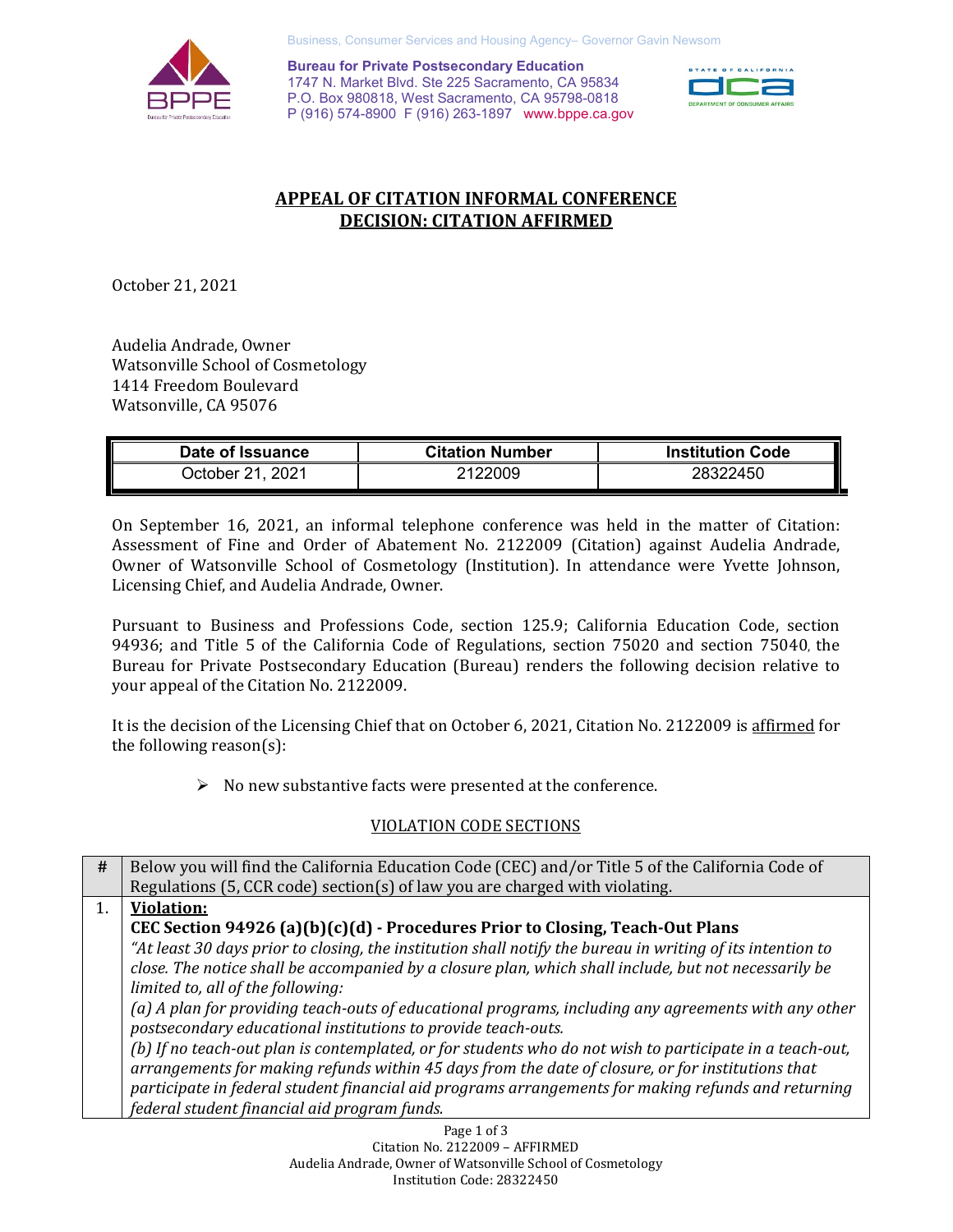Business, Consumer Services and Housing Agency– Governor Gavin Newsom

**Bureau for Private Postsecondary Education**
1747 N. Market Blvd. Ste 225 Sacramento, CA 95834
P.O. Box 980818, West Sacramento, CA 95798-0818
P (916) 574-8900 F (916) 263-1897 www.bppe.ca.gov

## APPEAL OF CITATION INFORMAL CONFERENCE
## DECISION: CITATION AFFIRMED

October 21, 2021

Audelia Andrade, Owner
Watsonville School of Cosmetology
1414 Freedom Boulevard
Watsonville, CA 95076

| Date of Issuance | Citation Number | Institution Code |
|---|---|---|
| October 21, 2021 | 2122009 | 28322450 |

On September 16, 2021, an informal telephone conference was held in the matter of Citation: Assessment of Fine and Order of Abatement No. 2122009 (Citation) against Audelia Andrade, Owner of Watsonville School of Cosmetology (Institution). In attendance were Yvette Johnson, Licensing Chief, and Audelia Andrade, Owner.

Pursuant to Business and Professions Code, section 125.9; California Education Code, section 94936; and Title 5 of the California Code of Regulations, section 75020 and section 75040, the Bureau for Private Postsecondary Education (Bureau) renders the following decision relative to your appeal of the Citation No. 2122009.

It is the decision of the Licensing Chief that on October 6, 2021, Citation No. 2122009 is affirmed for the following reason(s):

- No new substantive facts were presented at the conference.

VIOLATION CODE SECTIONS

| # | Below you will find the California Education Code (CEC) and/or Title 5 of the California Code of Regulations (5, CCR code) section(s) of law you are charged with violating. |
|---|---|
| 1. | **Violation:** <br> **CEC Section 94926 (a)(b)(c)(d) - Procedures Prior to Closing, Teach-Out Plans** <br> *"At least 30 days prior to closing, the institution shall notify the bureau in writing of its intention to close. The notice shall be accompanied by a closure plan, which shall include, but not necessarily be limited to, all of the following:* <br> *(a) A plan for providing teach-outs of educational programs, including any agreements with any other postsecondary educational institutions to provide teach-outs.* <br> *(b) If no teach-out plan is contemplated, or for students who do not wish to participate in a teach-out, arrangements for making refunds within 45 days from the date of closure, or for institutions that participate in federal student financial aid programs arrangements for making refunds and returning federal student financial aid program funds.* |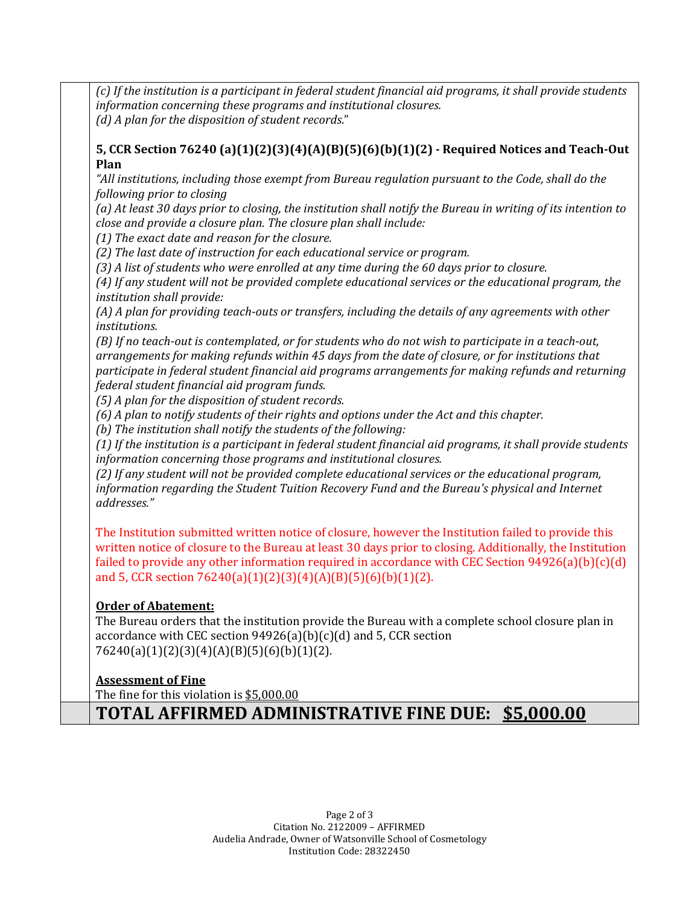*(c) If the institution is a participant in federal student financial aid programs, it shall provide students information concerning these programs and institutional closures.*
*(d) A plan for the disposition of student records.*"

**5, CCR Section 76240 (a)(1)(2)(3)(4)(A)(B)(5)(6)(b)(1)(2) - Required Notices and Teach-Out Plan**

*"All institutions, including those exempt from Bureau regulation pursuant to the Code, shall do the following prior to closing*
*(a) At least 30 days prior to closing, the institution shall notify the Bureau in writing of its intention to close and provide a closure plan. The closure plan shall include:*
*(1) The exact date and reason for the closure.*
*(2) The last date of instruction for each educational service or program.*
*(3) A list of students who were enrolled at any time during the 60 days prior to closure.*
*(4) If any student will not be provided complete educational services or the educational program, the institution shall provide:*
*(A) A plan for providing teach-outs or transfers, including the details of any agreements with other institutions.*
*(B) If no teach-out is contemplated, or for students who do not wish to participate in a teach-out, arrangements for making refunds within 45 days from the date of closure, or for institutions that participate in federal student financial aid programs arrangements for making refunds and returning federal student financial aid program funds.*
*(5) A plan for the disposition of student records.*
*(6) A plan to notify students of their rights and options under the Act and this chapter.*
*(b) The institution shall notify the students of the following:*
*(1) If the institution is a participant in federal student financial aid programs, it shall provide students information concerning those programs and institutional closures.*
*(2) If any student will not be provided complete educational services or the educational program, information regarding the Student Tuition Recovery Fund and the Bureau's physical and Internet addresses."*

The Institution submitted written notice of closure, however the Institution failed to provide this written notice of closure to the Bureau at least 30 days prior to closing. Additionally, the Institution failed to provide any other information required in accordance with CEC Section 94926(a)(b)(c)(d) and 5, CCR section 76240(a)(1)(2)(3)(4)(A)(B)(5)(6)(b)(1)(2).

**Order of Abatement:**

The Bureau orders that the institution provide the Bureau with a complete school closure plan in accordance with CEC section 94926(a)(b)(c)(d) and 5, CCR section 76240(a)(1)(2)(3)(4)(A)(B)(5)(6)(b)(1)(2).

**Assessment of Fine**

The fine for this violation is $5,000.00

**TOTAL AFFIRMED ADMINISTRATIVE FINE DUE: $5,000.00**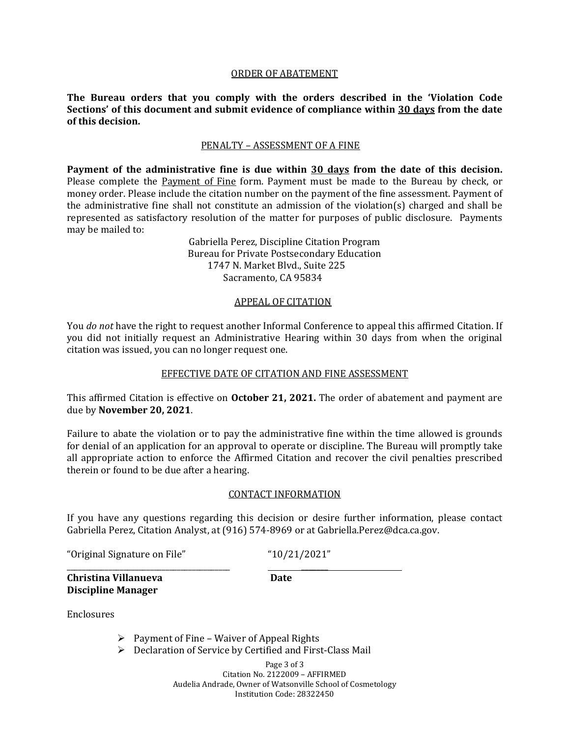## ORDER OF ABATEMENT

**The Bureau orders that you comply with the orders described in the 'Violation Code Sections' of this document and submit evidence of compliance within 30 days from the date of this decision.**

## PENALTY – ASSESSMENT OF A FINE

**Payment of the administrative fine is due within 30 days from the date of this decision.** Please complete the Payment of Fine form. Payment must be made to the Bureau by check, or money order. Please include the citation number on the payment of the fine assessment. Payment of the administrative fine shall not constitute an admission of the violation(s) charged and shall be represented as satisfactory resolution of the matter for purposes of public disclosure. Payments may be mailed to:

Gabriella Perez, Discipline Citation Program
Bureau for Private Postsecondary Education
1747 N. Market Blvd., Suite 225
Sacramento, CA 95834

## APPEAL OF CITATION

You *do not* have the right to request another Informal Conference to appeal this affirmed Citation. If you did not initially request an Administrative Hearing within 30 days from when the original citation was issued, you can no longer request one.

## EFFECTIVE DATE OF CITATION AND FINE ASSESSMENT

This affirmed Citation is effective on **October 21, 2021.** The order of abatement and payment are due by **November 20, 2021**.

Failure to abate the violation or to pay the administrative fine within the time allowed is grounds for denial of an application for an approval to operate or discipline. The Bureau will promptly take all appropriate action to enforce the Affirmed Citation and recover the civil penalties prescribed therein or found to be due after a hearing.

## CONTACT INFORMATION

If you have any questions regarding this decision or desire further information, please contact Gabriella Perez, Citation Analyst, at (916) 574-8969 or at Gabriella.Perez@dca.ca.gov.

"Original Signature on File" "10/21/2021"

**Christina Villanueva**
**Discipline Manager**

**Date**

Enclosures

- Payment of Fine – Waiver of Appeal Rights
- Declaration of Service by Certified and First-Class Mail

Citation No. 2122009 – AFFIRMED
Audelia Andrade, Owner of Watsonville School of Cosmetology
Institution Code: 28322450